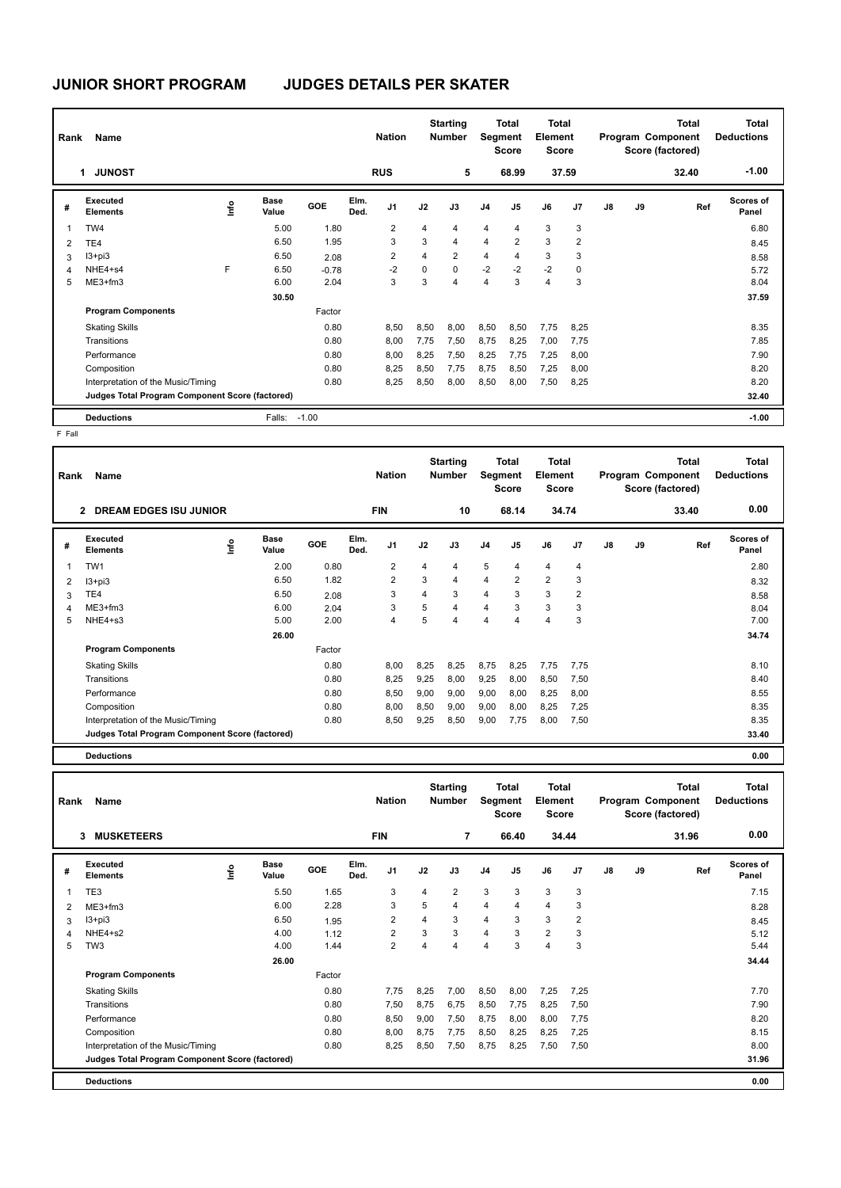# JUNIOR SHORT PROGRAM JUDGES DETAILS PER SKATER

| Rank | Name | Nation | Starting Number | Total Segment Score | Total Element Score | Total Program Component Score (factored) | Total Deductions |
|---|---|---|---|---|---|---|---|
| 1 | JUNOST | RUS | 5 | 68.99 | 37.59 | 32.40 | -1.00 |

| # | Executed Elements | Info | Base Value | GOE | Elm. Ded. | J1 | J2 | J3 | J4 | J5 | J6 | J7 | J8 | J9 | Ref | Scores of Panel |
|---|---|---|---|---|---|---|---|---|---|---|---|---|---|---|---|---|
| 1 | TW4 | | 5.00 | 1.80 | | 2 | 4 | 4 | 4 | 4 | 3 | 3 | | | | 6.80 |
| 2 | TE4 | | 6.50 | 1.95 | | 3 | 3 | 4 | 4 | 2 | 3 | 2 | | | | 8.45 |
| 3 | I3+pi3 | | 6.50 | 2.08 | | 2 | 4 | 2 | 4 | 4 | 3 | 3 | | | | 8.58 |
| 4 | NHE4+s4 | F | 6.50 | -0.78 | | -2 | 0 | 0 | -2 | -2 | -2 | 0 | | | | 5.72 |
| 5 | ME3+fm3 | | 6.00 | 2.04 | | 3 | 3 | 4 | 4 | 3 | 4 | 3 | | | | 8.04 |
| | | | 30.50 | | | | | | | | | | | | | 37.59 |
| | **Program Components** | | | Factor | | | | | | | | | | | | |
| | Skating Skills | | | 0.80 | | 8,50 | 8,50 | 8,00 | 8,50 | 8,50 | 7,75 | 8,25 | | | | 8.35 |
| | Transitions | | | 0.80 | | 8,00 | 7,75 | 7,50 | 8,75 | 8,25 | 7,00 | 7,75 | | | | 7.85 |
| | Performance | | | 0.80 | | 8,00 | 8,25 | 7,50 | 8,25 | 7,75 | 7,25 | 8,00 | | | | 7.90 |
| | Composition | | | 0.80 | | 8,25 | 8,50 | 7,75 | 8,75 | 8,50 | 7,25 | 8,00 | | | | 8.20 |
| | Interpretation of the Music/Timing | | | 0.80 | | 8,25 | 8,50 | 8,00 | 8,50 | 8,00 | 7,50 | 8,25 | | | | 8.20 |
| | **Judges Total Program Component Score (factored)** | | | | | | | | | | | | | | | 32.40 |
| | **Deductions** | | Falls: | -1.00 | | | | | | | | | | | | -1.00 |

F Fall

| Rank | Name | Nation | Starting Number | Total Segment Score | Total Element Score | Total Program Component Score (factored) | Total Deductions |
|---|---|---|---|---|---|---|---|
| 2 | DREAM EDGES ISU JUNIOR | FIN | 10 | 68.14 | 34.74 | 33.40 | 0.00 |

| # | Executed Elements | Info | Base Value | GOE | Elm. Ded. | J1 | J2 | J3 | J4 | J5 | J6 | J7 | J8 | J9 | Ref | Scores of Panel |
|---|---|---|---|---|---|---|---|---|---|---|---|---|---|---|---|---|
| 1 | TW1 | | 2.00 | 0.80 | | 2 | 4 | 4 | 5 | 4 | 4 | 4 | | | | 2.80 |
| 2 | I3+pi3 | | 6.50 | 1.82 | | 2 | 3 | 4 | 4 | 2 | 2 | 3 | | | | 8.32 |
| 3 | TE4 | | 6.50 | 2.08 | | 3 | 4 | 3 | 4 | 3 | 3 | 2 | | | | 8.58 |
| 4 | ME3+fm3 | | 6.00 | 2.04 | | 3 | 5 | 4 | 4 | 3 | 3 | 3 | | | | 8.04 |
| 5 | NHE4+s3 | | 5.00 | 2.00 | | 4 | 5 | 4 | 4 | 4 | 4 | 3 | | | | 7.00 |
| | | | 26.00 | | | | | | | | | | | | | 34.74 |
| | **Program Components** | | | Factor | | | | | | | | | | | | |
| | Skating Skills | | | 0.80 | | 8,00 | 8,25 | 8,25 | 8,75 | 8,25 | 7,75 | 7,75 | | | | 8.10 |
| | Transitions | | | 0.80 | | 8,25 | 9,25 | 8,00 | 9,25 | 8,00 | 8,50 | 7,50 | | | | 8.40 |
| | Performance | | | 0.80 | | 8,50 | 9,00 | 9,00 | 9,00 | 8,00 | 8,25 | 8,00 | | | | 8.55 |
| | Composition | | | 0.80 | | 8,00 | 8,50 | 9,00 | 9,00 | 8,00 | 8,25 | 7,25 | | | | 8.35 |
| | Interpretation of the Music/Timing | | | 0.80 | | 8,50 | 9,25 | 8,50 | 9,00 | 7,75 | 8,00 | 7,50 | | | | 8.35 |
| | **Judges Total Program Component Score (factored)** | | | | | | | | | | | | | | | 33.40 |
| | **Deductions** | | | | | | | | | | | | | | | 0.00 |

| Rank | Name | Nation | Starting Number | Total Segment Score | Total Element Score | Total Program Component Score (factored) | Total Deductions |
|---|---|---|---|---|---|---|---|
| 3 | MUSKETEERS | FIN | 7 | 66.40 | 34.44 | 31.96 | 0.00 |

| # | Executed Elements | Info | Base Value | GOE | Elm. Ded. | J1 | J2 | J3 | J4 | J5 | J6 | J7 | J8 | J9 | Ref | Scores of Panel |
|---|---|---|---|---|---|---|---|---|---|---|---|---|---|---|---|---|
| 1 | TE3 | | 5.50 | 1.65 | | 3 | 4 | 2 | 3 | 3 | 3 | 3 | | | | 7.15 |
| 2 | ME3+fm3 | | 6.00 | 2.28 | | 3 | 5 | 4 | 4 | 4 | 4 | 3 | | | | 8.28 |
| 3 | I3+pi3 | | 6.50 | 1.95 | | 2 | 4 | 3 | 4 | 3 | 3 | 2 | | | | 8.45 |
| 4 | NHE4+s2 | | 4.00 | 1.12 | | 2 | 3 | 3 | 4 | 3 | 2 | 3 | | | | 5.12 |
| 5 | TW3 | | 4.00 | 1.44 | | 2 | 4 | 4 | 4 | 3 | 4 | 3 | | | | 5.44 |
| | | | 26.00 | | | | | | | | | | | | | 34.44 |
| | **Program Components** | | | Factor | | | | | | | | | | | | |
| | Skating Skills | | | 0.80 | | 7,75 | 8,25 | 7,00 | 8,50 | 8,00 | 7,25 | 7,25 | | | | 7.70 |
| | Transitions | | | 0.80 | | 7,50 | 8,75 | 6,75 | 8,50 | 7,75 | 8,25 | 7,50 | | | | 7.90 |
| | Performance | | | 0.80 | | 8,50 | 9,00 | 7,50 | 8,75 | 8,00 | 8,00 | 7,75 | | | | 8.20 |
| | Composition | | | 0.80 | | 8,00 | 8,75 | 7,75 | 8,50 | 8,25 | 8,25 | 7,25 | | | | 8.15 |
| | Interpretation of the Music/Timing | | | 0.80 | | 8,25 | 8,50 | 7,50 | 8,75 | 8,25 | 7,50 | 7,50 | | | | 8.00 |
| | **Judges Total Program Component Score (factored)** | | | | | | | | | | | | | | | 31.96 |
| | **Deductions** | | | | | | | | | | | | | | | 0.00 |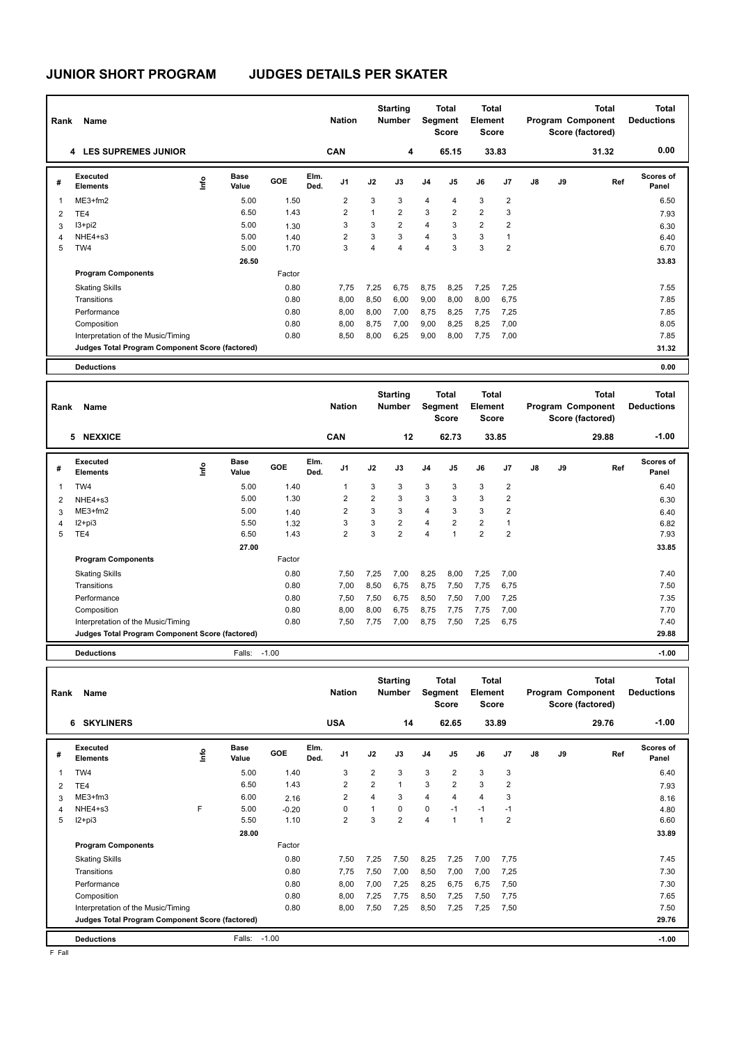# JUNIOR SHORT PROGRAM JUDGES DETAILS PER SKATER

| Rank | Name | Nation | Starting Number | Total Segment Score | Total Element Score | Total Program Component Score (factored) | Total Deductions |
|---|---|---|---|---|---|---|---|
| 4 | LES SUPREMES JUNIOR | CAN | 4 | 65.15 | 33.83 | 31.32 | 0.00 |

| # | Executed Elements | Info | Base Value | GOE | Elm. Ded. | J1 | J2 | J3 | J4 | J5 | J6 | J7 | J8 | J9 | Ref | Scores of Panel |
|---|---|---|---|---|---|---|---|---|---|---|---|---|---|---|---|---|
| 1 | ME3+fm2 | | 5.00 | 1.50 | | 2 | 3 | 3 | 4 | 4 | 3 | 2 | | | | 6.50 |
| 2 | TE4 | | 6.50 | 1.43 | | 2 | 1 | 2 | 3 | 2 | 2 | 3 | | | | 7.93 |
| 3 | I3+pi2 | | 5.00 | 1.30 | | 3 | 3 | 2 | 4 | 3 | 2 | 2 | | | | 6.30 |
| 4 | NHE4+s3 | | 5.00 | 1.40 | | 2 | 3 | 3 | 4 | 3 | 3 | 1 | | | | 6.40 |
| 5 | TW4 | | 5.00 | 1.70 | | 3 | 4 | 4 | 4 | 3 | 3 | 2 | | | | 6.70 |
| | | | 26.50 | | | | | | | | | | | | | 33.83 |
| | **Program Components** | | | Factor | | | | | | | | | | | | |
| | Skating Skills | | | 0.80 | | 7,75 | 7,25 | 6,75 | 8,75 | 8,25 | 7,25 | 7,25 | | | | 7.55 |
| | Transitions | | | 0.80 | | 8,00 | 8,50 | 6,00 | 9,00 | 8,00 | 8,00 | 6,75 | | | | 7.85 |
| | Performance | | | 0.80 | | 8,00 | 8,00 | 7,00 | 8,75 | 8,25 | 7,75 | 7,25 | | | | 7.85 |
| | Composition | | | 0.80 | | 8,00 | 8,75 | 7,00 | 9,00 | 8,25 | 8,25 | 7,00 | | | | 8.05 |
| | Interpretation of the Music/Timing | | | 0.80 | | 8,50 | 8,00 | 6,25 | 9,00 | 8,00 | 7,75 | 7,00 | | | | 7.85 |
| | **Judges Total Program Component Score (factored)** | | | | | | | | | | | | | | | 31.32 |
| | **Deductions** | | | | | | | | | | | | | | | 0.00 |

| Rank | Name | Nation | Starting Number | Total Segment Score | Total Element Score | Total Program Component Score (factored) | Total Deductions |
|---|---|---|---|---|---|---|---|
| 5 | NEXXICE | CAN | 12 | 62.73 | 33.85 | 29.88 | -1.00 |

| # | Executed Elements | Info | Base Value | GOE | Elm. Ded. | J1 | J2 | J3 | J4 | J5 | J6 | J7 | J8 | J9 | Ref | Scores of Panel |
|---|---|---|---|---|---|---|---|---|---|---|---|---|---|---|---|---|
| 1 | TW4 | | 5.00 | 1.40 | | 1 | 3 | 3 | 3 | 3 | 3 | 2 | | | | 6.40 |
| 2 | NHE4+s3 | | 5.00 | 1.30 | | 2 | 2 | 3 | 3 | 3 | 3 | 2 | | | | 6.30 |
| 3 | ME3+fm2 | | 5.00 | 1.40 | | 2 | 3 | 3 | 4 | 3 | 3 | 2 | | | | 6.40 |
| 4 | I2+pi3 | | 5.50 | 1.32 | | 3 | 3 | 2 | 4 | 2 | 2 | 1 | | | | 6.82 |
| 5 | TE4 | | 6.50 | 1.43 | | 2 | 3 | 2 | 4 | 1 | 2 | 2 | | | | 7.93 |
| | | | 27.00 | | | | | | | | | | | | | 33.85 |
| | **Program Components** | | | Factor | | | | | | | | | | | | |
| | Skating Skills | | | 0.80 | | 7,50 | 7,25 | 7,00 | 8,25 | 8,00 | 7,25 | 7,00 | | | | 7.40 |
| | Transitions | | | 0.80 | | 7,00 | 8,50 | 6,75 | 8,75 | 7,50 | 7,75 | 6,75 | | | | 7.50 |
| | Performance | | | 0.80 | | 7,50 | 7,50 | 6,75 | 8,50 | 7,50 | 7,00 | 7,25 | | | | 7.35 |
| | Composition | | | 0.80 | | 8,00 | 8,00 | 6,75 | 8,75 | 7,75 | 7,75 | 7,00 | | | | 7.70 |
| | Interpretation of the Music/Timing | | | 0.80 | | 7,50 | 7,75 | 7,00 | 8,75 | 7,50 | 7,25 | 6,75 | | | | 7.40 |
| | **Judges Total Program Component Score (factored)** | | | | | | | | | | | | | | | 29.88 |
| | **Deductions** | | Falls: | -1.00 | | | | | | | | | | | | -1.00 |

| Rank | Name | Nation | Starting Number | Total Segment Score | Total Element Score | Total Program Component Score (factored) | Total Deductions |
|---|---|---|---|---|---|---|---|
| 6 | SKYLINERS | USA | 14 | 62.65 | 33.89 | 29.76 | -1.00 |

| # | Executed Elements | Info | Base Value | GOE | Elm. Ded. | J1 | J2 | J3 | J4 | J5 | J6 | J7 | J8 | J9 | Ref | Scores of Panel |
|---|---|---|---|---|---|---|---|---|---|---|---|---|---|---|---|---|
| 1 | TW4 | | 5.00 | 1.40 | | 3 | 2 | 3 | 3 | 2 | 3 | 3 | | | | 6.40 |
| 2 | TE4 | | 6.50 | 1.43 | | 2 | 2 | 1 | 3 | 2 | 3 | 2 | | | | 7.93 |
| 3 | ME3+fm3 | | 6.00 | 2.16 | | 2 | 4 | 3 | 4 | 4 | 4 | 3 | | | | 8.16 |
| 4 | NHE4+s3 | F | 5.00 | -0.20 | | 0 | 1 | 0 | 0 | -1 | -1 | -1 | | | | 4.80 |
| 5 | I2+pi3 | | 5.50 | 1.10 | | 2 | 3 | 2 | 4 | 1 | 1 | 2 | | | | 6.60 |
| | | | 28.00 | | | | | | | | | | | | | 33.89 |
| | **Program Components** | | | Factor | | | | | | | | | | | | |
| | Skating Skills | | | 0.80 | | 7,50 | 7,25 | 7,50 | 8,25 | 7,25 | 7,00 | 7,75 | | | | 7.45 |
| | Transitions | | | 0.80 | | 7,75 | 7,50 | 7,00 | 8,50 | 7,00 | 7,00 | 7,25 | | | | 7.30 |
| | Performance | | | 0.80 | | 8,00 | 7,00 | 7,25 | 8,25 | 6,75 | 6,75 | 7,50 | | | | 7.30 |
| | Composition | | | 0.80 | | 8,00 | 7,25 | 7,75 | 8,50 | 7,25 | 7,50 | 7,75 | | | | 7.65 |
| | Interpretation of the Music/Timing | | | 0.80 | | 8,00 | 7,50 | 7,25 | 8,50 | 7,25 | 7,25 | 7,50 | | | | 7.50 |
| | **Judges Total Program Component Score (factored)** | | | | | | | | | | | | | | | 29.76 |
| | **Deductions** | | Falls: | -1.00 | | | | | | | | | | | | -1.00 |

F Fall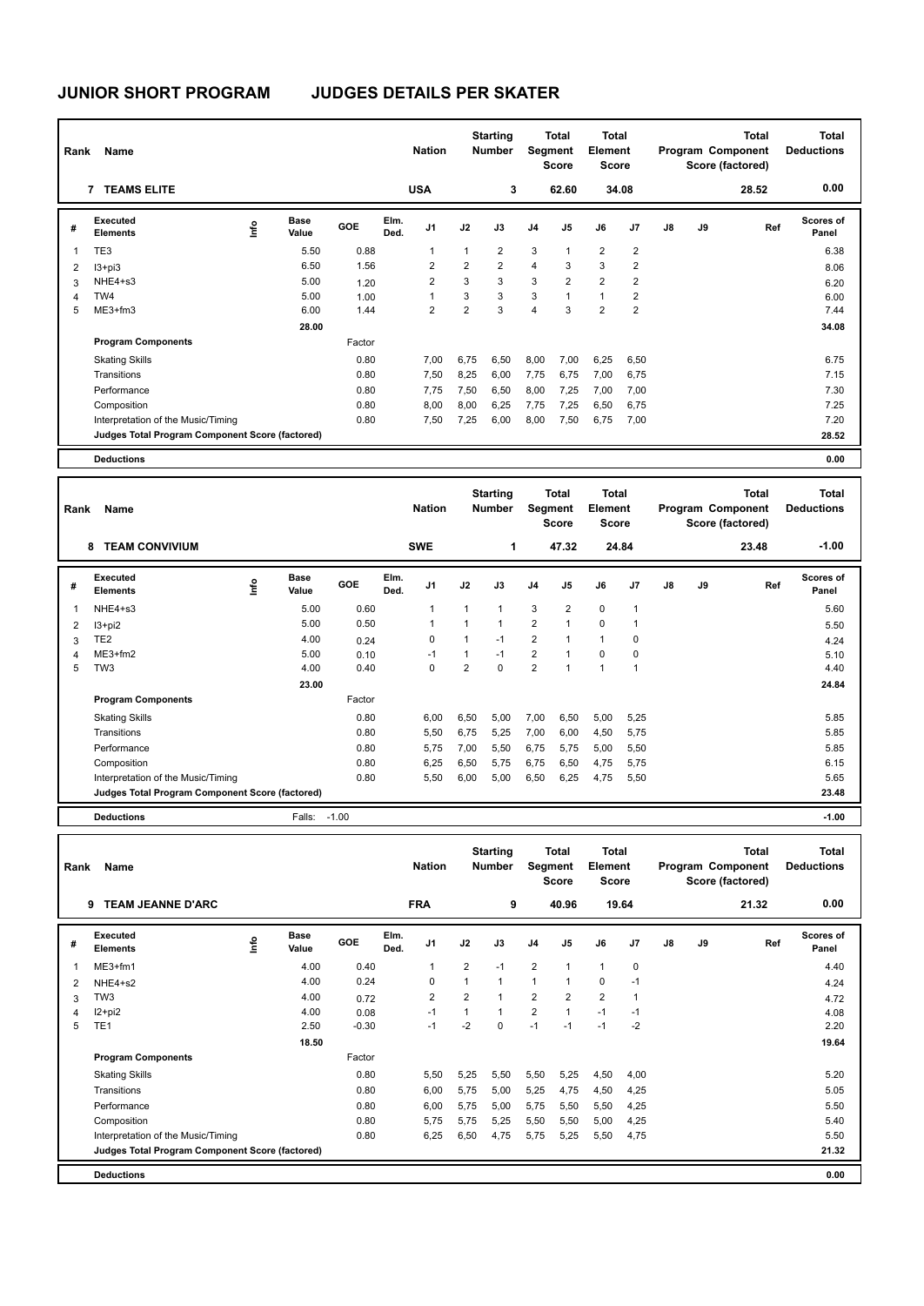# JUNIOR SHORT PROGRAM JUDGES DETAILS PER SKATER

| Rank | Name | Nation | Starting Number | Total Segment Score | Total Element Score | Total Program Component Score (factored) | Total Deductions |
|---|---|---|---|---|---|---|---|
| 7 | TEAMS ELITE | USA | 3 | 62.60 | 34.08 | 28.52 | 0.00 |

| # | Executed Elements | Info | Base Value | GOE | Elm. Ded. | J1 | J2 | J3 | J4 | J5 | J6 | J7 | J8 | J9 | Ref | Scores of Panel |
|---|---|---|---|---|---|---|---|---|---|---|---|---|---|---|---|---|
| 1 | TE3 | | 5.50 | 0.88 | | 1 | 1 | 2 | 3 | 1 | 2 | 2 | | | | 6.38 |
| 2 | I3+pi3 | | 6.50 | 1.56 | | 2 | 2 | 2 | 4 | 3 | 3 | 2 | | | | 8.06 |
| 3 | NHE4+s3 | | 5.00 | 1.20 | | 2 | 3 | 3 | 3 | 2 | 2 | 2 | | | | 6.20 |
| 4 | TW4 | | 5.00 | 1.00 | | 1 | 3 | 3 | 3 | 1 | 1 | 2 | | | | 6.00 |
| 5 | ME3+fm3 | | 6.00 | 1.44 | | 2 | 2 | 3 | 4 | 3 | 2 | 2 | | | | 7.44 |
| | | | 28.00 | | | | | | | | | | | | | 34.08 |

| Program Components | Factor | J1 | J2 | J3 | J4 | J5 | J6 | J7 | J8 | J9 | Scores of Panel |
|---|---|---|---|---|---|---|---|---|---|---|---|
| Skating Skills | 0.80 | 7,00 | 6,75 | 6,50 | 8,00 | 7,00 | 6,25 | 6,50 | | | 6.75 |
| Transitions | 0.80 | 7,50 | 8,25 | 6,00 | 7,75 | 6,75 | 7,00 | 6,75 | | | 7.15 |
| Performance | 0.80 | 7,75 | 7,50 | 6,50 | 8,00 | 7,25 | 7,00 | 7,00 | | | 7.30 |
| Composition | 0.80 | 8,00 | 8,00 | 6,25 | 7,75 | 7,25 | 6,50 | 6,75 | | | 7.25 |
| Interpretation of the Music/Timing | 0.80 | 7,50 | 7,25 | 6,00 | 8,00 | 7,50 | 6,75 | 7,00 | | | 7.20 |
| Judges Total Program Component Score (factored) | | | | | | | | | | | 28.52 |

**Deductions** 0.00

| Rank | Name | Nation | Starting Number | Total Segment Score | Total Element Score | Total Program Component Score (factored) | Total Deductions |
|---|---|---|---|---|---|---|---|
| 8 | TEAM CONVIVIUM | SWE | 1 | 47.32 | 24.84 | 23.48 | -1.00 |

| # | Executed Elements | Info | Base Value | GOE | Elm. Ded. | J1 | J2 | J3 | J4 | J5 | J6 | J7 | J8 | J9 | Ref | Scores of Panel |
|---|---|---|---|---|---|---|---|---|---|---|---|---|---|---|---|---|
| 1 | NHE4+s3 | | 5.00 | 0.60 | | 1 | 1 | 1 | 3 | 2 | 0 | 1 | | | | 5.60 |
| 2 | I3+pi2 | | 5.00 | 0.50 | | 1 | 1 | 1 | 2 | 1 | 0 | 1 | | | | 5.50 |
| 3 | TE2 | | 4.00 | 0.24 | | 0 | 1 | -1 | 2 | 1 | 1 | 0 | | | | 4.24 |
| 4 | ME3+fm2 | | 5.00 | 0.10 | | -1 | 1 | -1 | 2 | 1 | 0 | 0 | | | | 5.10 |
| 5 | TW3 | | 4.00 | 0.40 | | 0 | 2 | 0 | 2 | 1 | 1 | 1 | | | | 4.40 |
| | | | 23.00 | | | | | | | | | | | | | 24.84 |

| Program Components | Factor | J1 | J2 | J3 | J4 | J5 | J6 | J7 | J8 | J9 | Scores of Panel |
|---|---|---|---|---|---|---|---|---|---|---|---|
| Skating Skills | 0.80 | 6,00 | 6,50 | 5,00 | 7,00 | 6,50 | 5,00 | 5,25 | | | 5.85 |
| Transitions | 0.80 | 5,50 | 6,75 | 5,25 | 7,00 | 6,00 | 4,50 | 5,75 | | | 5.85 |
| Performance | 0.80 | 5,75 | 7,00 | 5,50 | 6,75 | 5,75 | 5,00 | 5,50 | | | 5.85 |
| Composition | 0.80 | 6,25 | 6,50 | 5,75 | 6,75 | 6,50 | 4,75 | 5,75 | | | 6.15 |
| Interpretation of the Music/Timing | 0.80 | 5,50 | 6,00 | 5,00 | 6,50 | 6,25 | 4,75 | 5,50 | | | 5.65 |
| Judges Total Program Component Score (factored) | | | | | | | | | | | 23.48 |

**Deductions** Falls: -1.00 -1.00

| Rank | Name | Nation | Starting Number | Total Segment Score | Total Element Score | Total Program Component Score (factored) | Total Deductions |
|---|---|---|---|---|---|---|---|
| 9 | TEAM JEANNE D'ARC | FRA | 9 | 40.96 | 19.64 | 21.32 | 0.00 |

| # | Executed Elements | Info | Base Value | GOE | Elm. Ded. | J1 | J2 | J3 | J4 | J5 | J6 | J7 | J8 | J9 | Ref | Scores of Panel |
|---|---|---|---|---|---|---|---|---|---|---|---|---|---|---|---|---|
| 1 | ME3+fm1 | | 4.00 | 0.40 | | 1 | 2 | -1 | 2 | 1 | 1 | 0 | | | | 4.40 |
| 2 | NHE4+s2 | | 4.00 | 0.24 | | 0 | 1 | 1 | 1 | 1 | 0 | -1 | | | | 4.24 |
| 3 | TW3 | | 4.00 | 0.72 | | 2 | 2 | 1 | 2 | 2 | 2 | 1 | | | | 4.72 |
| 4 | I2+pi2 | | 4.00 | 0.08 | | -1 | 1 | 1 | 2 | 1 | -1 | -1 | | | | 4.08 |
| 5 | TE1 | | 2.50 | -0.30 | | -1 | -2 | 0 | -1 | -1 | -1 | -2 | | | | 2.20 |
| | | | 18.50 | | | | | | | | | | | | | 19.64 |

| Program Components | Factor | J1 | J2 | J3 | J4 | J5 | J6 | J7 | J8 | J9 | Scores of Panel |
|---|---|---|---|---|---|---|---|---|---|---|---|
| Skating Skills | 0.80 | 5,50 | 5,25 | 5,50 | 5,50 | 5,25 | 4,50 | 4,00 | | | 5.20 |
| Transitions | 0.80 | 6,00 | 5,75 | 5,00 | 5,25 | 4,75 | 4,50 | 4,25 | | | 5.05 |
| Performance | 0.80 | 6,00 | 5,75 | 5,00 | 5,75 | 5,50 | 5,50 | 4,25 | | | 5.50 |
| Composition | 0.80 | 5,75 | 5,75 | 5,25 | 5,50 | 5,50 | 5,00 | 4,25 | | | 5.40 |
| Interpretation of the Music/Timing | 0.80 | 6,25 | 6,50 | 4,75 | 5,75 | 5,25 | 5,50 | 4,75 | | | 5.50 |
| Judges Total Program Component Score (factored) | | | | | | | | | | | 21.32 |

**Deductions** 0.00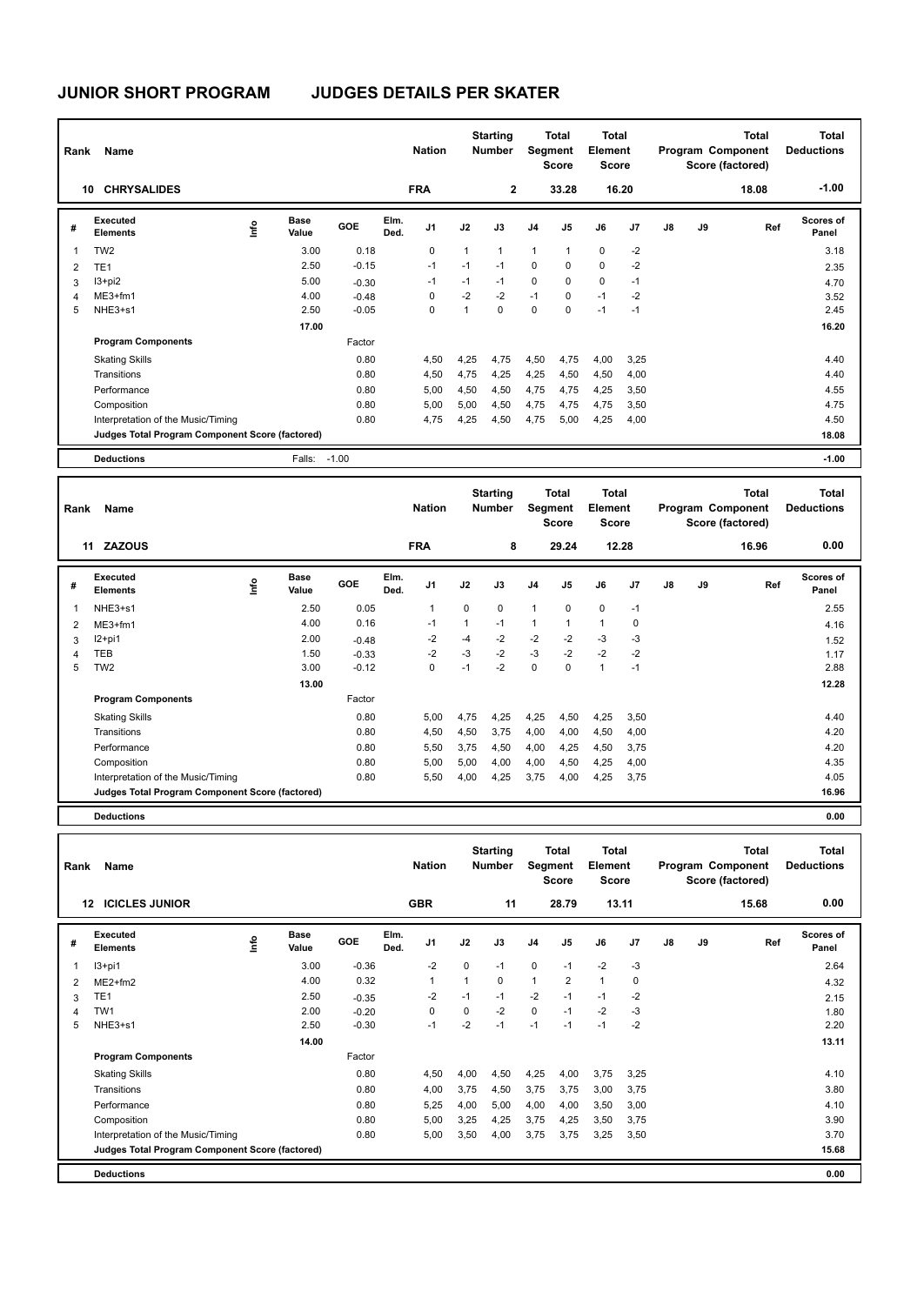# JUNIOR SHORT PROGRAM JUDGES DETAILS PER SKATER

| Rank | Name | Nation | Starting Number | Total Segment Score | Total Element Score | Total Program Component Score (factored) | Total Deductions |
|---|---|---|---|---|---|---|---|
| 10 | CHRYSALIDES | FRA | 2 | 33.28 | 16.20 | 18.08 | -1.00 |

| # | Executed Elements | Info | Base Value | GOE | Elm. Ded. | J1 | J2 | J3 | J4 | J5 | J6 | J7 | J8 | J9 | Ref | Scores of Panel |
|---|---|---|---|---|---|---|---|---|---|---|---|---|---|---|---|---|
| 1 | TW2 | | 3.00 | 0.18 | | 0 | 1 | 1 | 1 | 1 | 0 | -2 | | | | 3.18 |
| 2 | TE1 | | 2.50 | -0.15 | | -1 | -1 | -1 | 0 | 0 | 0 | -2 | | | | 2.35 |
| 3 | I3+pi2 | | 5.00 | -0.30 | | -1 | -1 | -1 | 0 | 0 | 0 | -1 | | | | 4.70 |
| 4 | ME3+fm1 | | 4.00 | -0.48 | | 0 | -2 | -2 | -1 | 0 | -1 | -2 | | | | 3.52 |
| 5 | NHE3+s1 | | 2.50 | -0.05 | | 0 | 1 | 0 | 0 | 0 | -1 | -1 | | | | 2.45 |
| | | | 17.00 | | | | | | | | | | | | | 16.20 |
| | **Program Components** | | | Factor | | | | | | | | | | | | |
| | Skating Skills | | | 0.80 | | 4,50 | 4,25 | 4,75 | 4,50 | 4,75 | 4,00 | 3,25 | | | | 4.40 |
| | Transitions | | | 0.80 | | 4,50 | 4,75 | 4,25 | 4,25 | 4,50 | 4,50 | 4,00 | | | | 4.40 |
| | Performance | | | 0.80 | | 5,00 | 4,50 | 4,50 | 4,75 | 4,75 | 4,25 | 3,50 | | | | 4.55 |
| | Composition | | | 0.80 | | 5,00 | 5,00 | 4,50 | 4,75 | 4,75 | 4,75 | 3,50 | | | | 4.75 |
| | Interpretation of the Music/Timing | | | 0.80 | | 4,75 | 4,25 | 4,50 | 4,75 | 5,00 | 4,25 | 4,00 | | | | 4.50 |
| | **Judges Total Program Component Score (factored)** | | | | | | | | | | | | | | | 18.08 |
| | **Deductions** | | Falls: | -1.00 | | | | | | | | | | | | -1.00 |

| Rank | Name | Nation | Starting Number | Total Segment Score | Total Element Score | Total Program Component Score (factored) | Total Deductions |
|---|---|---|---|---|---|---|---|
| 11 | ZAZOUS | FRA | 8 | 29.24 | 12.28 | 16.96 | 0.00 |

| # | Executed Elements | Info | Base Value | GOE | Elm. Ded. | J1 | J2 | J3 | J4 | J5 | J6 | J7 | J8 | J9 | Ref | Scores of Panel |
|---|---|---|---|---|---|---|---|---|---|---|---|---|---|---|---|---|
| 1 | NHE3+s1 | | 2.50 | 0.05 | | 1 | 0 | 0 | 1 | 0 | 0 | -1 | | | | 2.55 |
| 2 | ME3+fm1 | | 4.00 | 0.16 | | -1 | 1 | -1 | 1 | 1 | 1 | 0 | | | | 4.16 |
| 3 | I2+pi1 | | 2.00 | -0.48 | | -2 | -4 | -2 | -2 | -2 | -3 | -3 | | | | 1.52 |
| 4 | TEB | | 1.50 | -0.33 | | -2 | -3 | -2 | -3 | -2 | -2 | -2 | | | | 1.17 |
| 5 | TW2 | | 3.00 | -0.12 | | 0 | -1 | -2 | 0 | 0 | 1 | -1 | | | | 2.88 |
| | | | 13.00 | | | | | | | | | | | | | 12.28 |
| | **Program Components** | | | Factor | | | | | | | | | | | | |
| | Skating Skills | | | 0.80 | | 5,00 | 4,75 | 4,25 | 4,25 | 4,50 | 4,25 | 3,50 | | | | 4.40 |
| | Transitions | | | 0.80 | | 4,50 | 4,50 | 3,75 | 4,00 | 4,00 | 4,50 | 4,00 | | | | 4.20 |
| | Performance | | | 0.80 | | 5,50 | 3,75 | 4,50 | 4,00 | 4,25 | 4,50 | 3,75 | | | | 4.20 |
| | Composition | | | 0.80 | | 5,00 | 5,00 | 4,00 | 4,00 | 4,50 | 4,25 | 4,00 | | | | 4.35 |
| | Interpretation of the Music/Timing | | | 0.80 | | 5,50 | 4,00 | 4,25 | 3,75 | 4,00 | 4,25 | 3,75 | | | | 4.05 |
| | **Judges Total Program Component Score (factored)** | | | | | | | | | | | | | | | 16.96 |
| | **Deductions** | | | | | | | | | | | | | | | 0.00 |

| Rank | Name | Nation | Starting Number | Total Segment Score | Total Element Score | Total Program Component Score (factored) | Total Deductions |
|---|---|---|---|---|---|---|---|
| 12 | ICICLES JUNIOR | GBR | 11 | 28.79 | 13.11 | 15.68 | 0.00 |

| # | Executed Elements | Info | Base Value | GOE | Elm. Ded. | J1 | J2 | J3 | J4 | J5 | J6 | J7 | J8 | J9 | Ref | Scores of Panel |
|---|---|---|---|---|---|---|---|---|---|---|---|---|---|---|---|---|
| 1 | I3+pi1 | | 3.00 | -0.36 | | -2 | 0 | -1 | 0 | -1 | -2 | -3 | | | | 2.64 |
| 2 | ME2+fm2 | | 4.00 | 0.32 | | 1 | 1 | 0 | 1 | 2 | 1 | 0 | | | | 4.32 |
| 3 | TE1 | | 2.50 | -0.35 | | -2 | -1 | -1 | -2 | -1 | -1 | -2 | | | | 2.15 |
| 4 | TW1 | | 2.00 | -0.20 | | 0 | 0 | -2 | 0 | -1 | -2 | -3 | | | | 1.80 |
| 5 | NHE3+s1 | | 2.50 | -0.30 | | -1 | -2 | -1 | -1 | -1 | -1 | -2 | | | | 2.20 |
| | | | 14.00 | | | | | | | | | | | | | 13.11 |
| | **Program Components** | | | Factor | | | | | | | | | | | | |
| | Skating Skills | | | 0.80 | | 4,50 | 4,00 | 4,50 | 4,25 | 4,00 | 3,75 | 3,25 | | | | 4.10 |
| | Transitions | | | 0.80 | | 4,00 | 3,75 | 4,50 | 3,75 | 3,75 | 3,00 | 3,75 | | | | 3.80 |
| | Performance | | | 0.80 | | 5,25 | 4,00 | 5,00 | 4,00 | 4,00 | 3,50 | 3,00 | | | | 4.10 |
| | Composition | | | 0.80 | | 5,00 | 3,25 | 4,25 | 3,75 | 4,25 | 3,50 | 3,75 | | | | 3.90 |
| | Interpretation of the Music/Timing | | | 0.80 | | 5,00 | 3,50 | 4,00 | 3,75 | 3,75 | 3,25 | 3,50 | | | | 3.70 |
| | **Judges Total Program Component Score (factored)** | | | | | | | | | | | | | | | 15.68 |
| | **Deductions** | | | | | | | | | | | | | | | 0.00 |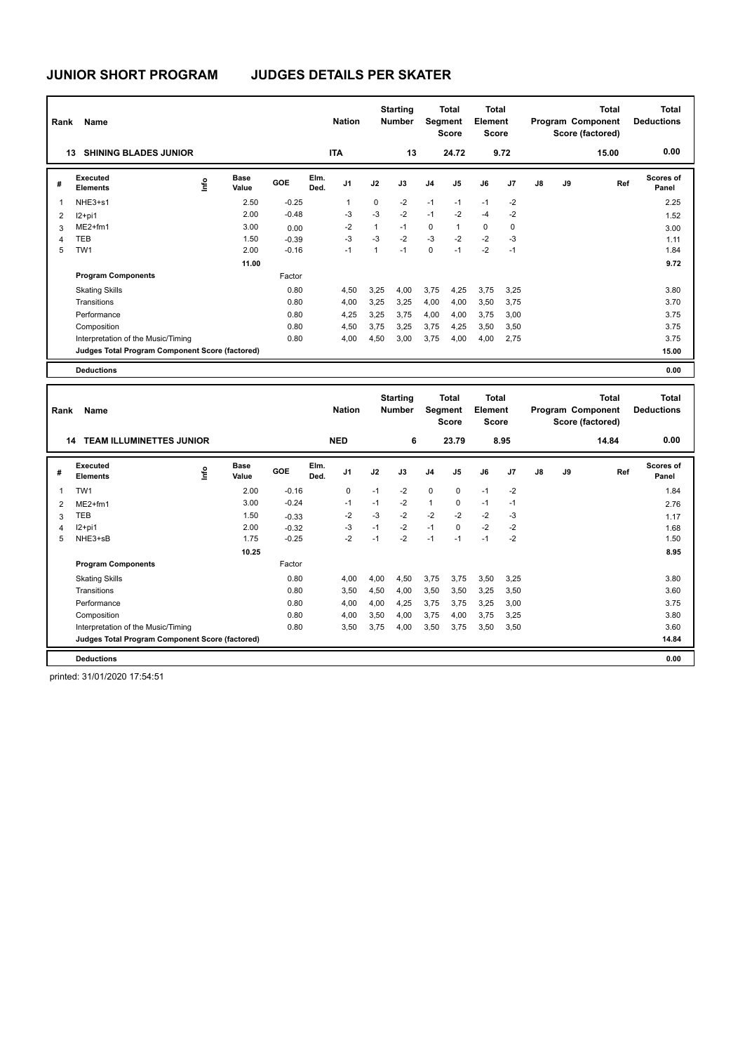# JUNIOR SHORT PROGRAM JUDGES DETAILS PER SKATER

| Rank | Name | Nation | Starting Number | Total Segment Score | Total Element Score | Total Program Component Score (factored) | Total Deductions |
|---|---|---|---|---|---|---|---|
| 13 | SHINING BLADES JUNIOR | ITA | 13 | 24.72 | 9.72 | 15.00 | 0.00 |

| # | Executed Elements | Info | Base Value | GOE | Elm. Ded. | J1 | J2 | J3 | J4 | J5 | J6 | J7 | J8 | J9 | Ref | Scores of Panel |
|---|---|---|---|---|---|---|---|---|---|---|---|---|---|---|---|---|
| 1 | NHE3+s1 | | 2.50 | -0.25 | | 1 | 0 | -2 | -1 | -1 | -1 | -2 | | | | 2.25 |
| 2 | I2+pi1 | | 2.00 | -0.48 | | -3 | -3 | -2 | -1 | -2 | -4 | -2 | | | | 1.52 |
| 3 | ME2+fm1 | | 3.00 | 0.00 | | -2 | 1 | -1 | 0 | 1 | 0 | 0 | | | | 3.00 |
| 4 | TEB | | 1.50 | -0.39 | | -3 | -3 | -2 | -3 | -2 | -2 | -3 | | | | 1.11 |
| 5 | TW1 | | 2.00 | -0.16 | | -1 | 1 | -1 | 0 | -1 | -2 | -1 | | | | 1.84 |
| | | | 11.00 | | | | | | | | | | | | | 9.72 |
| | **Program Components** | | | Factor | | | | | | | | | | | | |
| | Skating Skills | | | 0.80 | | 4,50 | 3,25 | 4,00 | 3,75 | 4,25 | 3,75 | 3,25 | | | | 3.80 |
| | Transitions | | | 0.80 | | 4,00 | 3,25 | 3,25 | 4,00 | 4,00 | 3,50 | 3,75 | | | | 3.70 |
| | Performance | | | 0.80 | | 4,25 | 3,25 | 3,75 | 4,00 | 4,00 | 3,75 | 3,00 | | | | 3.75 |
| | Composition | | | 0.80 | | 4,50 | 3,75 | 3,25 | 3,75 | 4,25 | 3,50 | 3,50 | | | | 3.75 |
| | Interpretation of the Music/Timing | | | 0.80 | | 4,00 | 4,50 | 3,00 | 3,75 | 4,00 | 4,00 | 2,75 | | | | 3.75 |
| | **Judges Total Program Component Score (factored)** | | | | | | | | | | | | | | | 15.00 |
| | **Deductions** | | | | | | | | | | | | | | | 0.00 |

| Rank | Name | Nation | Starting Number | Total Segment Score | Total Element Score | Total Program Component Score (factored) | Total Deductions |
|---|---|---|---|---|---|---|---|
| 14 | TEAM ILLUMINETTES JUNIOR | NED | 6 | 23.79 | 8.95 | 14.84 | 0.00 |

| # | Executed Elements | Info | Base Value | GOE | Elm. Ded. | J1 | J2 | J3 | J4 | J5 | J6 | J7 | J8 | J9 | Ref | Scores of Panel |
|---|---|---|---|---|---|---|---|---|---|---|---|---|---|---|---|---|
| 1 | TW1 | | 2.00 | -0.16 | | 0 | -1 | -2 | 0 | 0 | -1 | -2 | | | | 1.84 |
| 2 | ME2+fm1 | | 3.00 | -0.24 | | -1 | -1 | -2 | 1 | 0 | -1 | -1 | | | | 2.76 |
| 3 | TEB | | 1.50 | -0.33 | | -2 | -3 | -2 | -2 | -2 | -2 | -3 | | | | 1.17 |
| 4 | I2+pi1 | | 2.00 | -0.32 | | -3 | -1 | -2 | -1 | 0 | -2 | -2 | | | | 1.68 |
| 5 | NHE3+sB | | 1.75 | -0.25 | | -2 | -1 | -2 | -1 | -1 | -1 | -2 | | | | 1.50 |
| | | | 10.25 | | | | | | | | | | | | | 8.95 |
| | **Program Components** | | | Factor | | | | | | | | | | | | |
| | Skating Skills | | | 0.80 | | 4,00 | 4,00 | 4,50 | 3,75 | 3,75 | 3,50 | 3,25 | | | | 3.80 |
| | Transitions | | | 0.80 | | 3,50 | 4,50 | 4,00 | 3,50 | 3,50 | 3,25 | 3,50 | | | | 3.60 |
| | Performance | | | 0.80 | | 4,00 | 4,00 | 4,25 | 3,75 | 3,75 | 3,25 | 3,00 | | | | 3.75 |
| | Composition | | | 0.80 | | 4,00 | 3,50 | 4,00 | 3,75 | 4,00 | 3,75 | 3,25 | | | | 3.80 |
| | Interpretation of the Music/Timing | | | 0.80 | | 3,50 | 3,75 | 4,00 | 3,50 | 3,75 | 3,50 | 3,50 | | | | 3.60 |
| | **Judges Total Program Component Score (factored)** | | | | | | | | | | | | | | | 14.84 |
| | **Deductions** | | | | | | | | | | | | | | | 0.00 |

printed: 31/01/2020 17:54:51